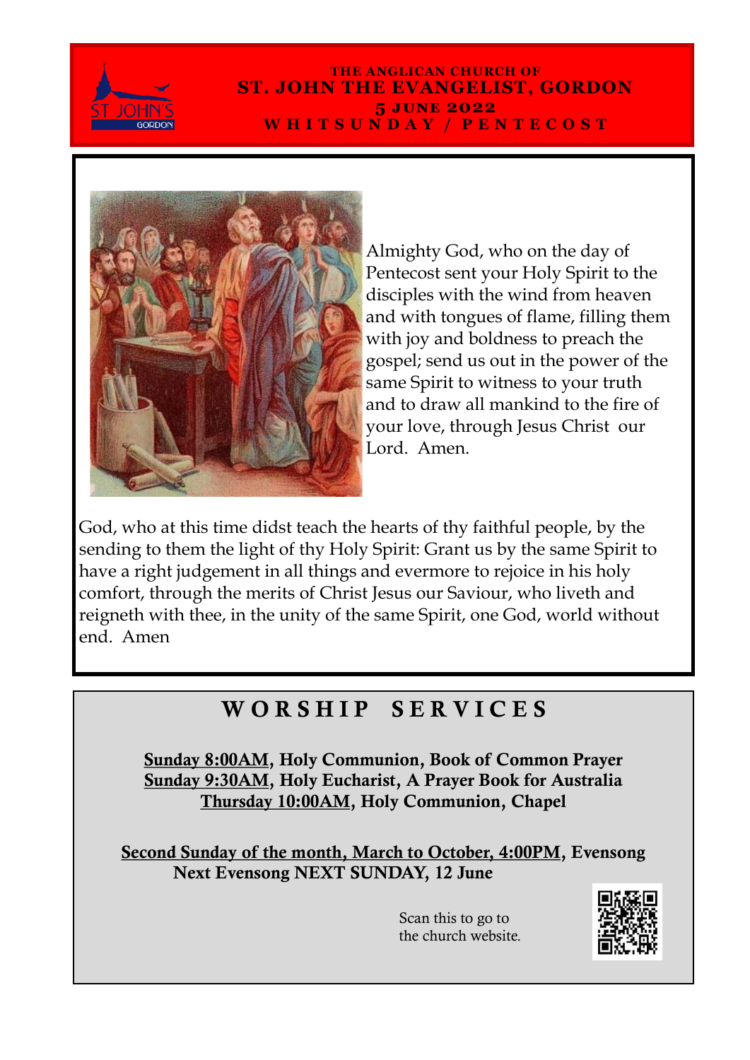THE ANGLICAN CHURCH OF

# ST. JOHN THE EVANGELIST, GORDON

**5 JUNE 2022**

**WHITSUNDAY / PENTECOST**

Almighty God, who on the day of Pentecost sent your Holy Spirit to the disciples with the wind from heaven and with tongues of flame, filling them with joy and boldness to preach the gospel; send us out in the power of the same Spirit to witness to your truth and to draw all mankind to the fire of your love, through Jesus Christ our Lord. Amen.

God, who at this time didst teach the hearts of thy faithful people, by the sending to them the light of thy Holy Spirit: Grant us by the same Spirit to have a right judgement in all things and evermore to rejoice in his holy comfort, through the merits of Christ Jesus our Saviour, who liveth and reigneth with thee, in the unity of the same Spirit, one God, world without end. Amen

## WORSHIP SERVICES

**Sunday 8:00AM, Holy Communion, Book of Common Prayer**
**Sunday 9:30AM, Holy Eucharist, A Prayer Book for Australia**
**Thursday 10:00AM, Holy Communion, Chapel**

**Second Sunday of the month, March to October, 4:00PM, Evensong**
**Next Evensong NEXT SUNDAY, 12 June**

Scan this to go to the church website.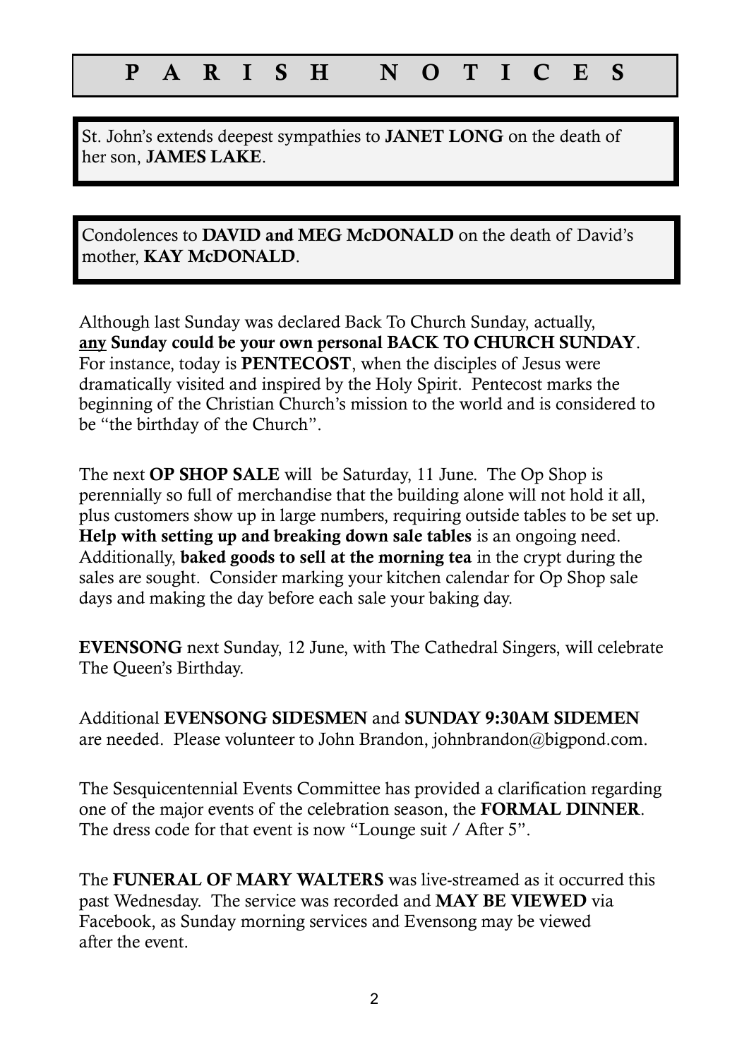# P A R I S H   N O T I C E S

St. John's extends deepest sympathies to **JANET LONG** on the death of her son, **JAMES LAKE**.

Condolences to **DAVID and MEG McDONALD** on the death of David's mother, **KAY McDONALD**.

Although last Sunday was declared Back To Church Sunday, actually, **<u>any</u> Sunday could be your own personal BACK TO CHURCH SUNDAY**. For instance, today is **PENTECOST**, when the disciples of Jesus were dramatically visited and inspired by the Holy Spirit. Pentecost marks the beginning of the Christian Church's mission to the world and is considered to be "the birthday of the Church".

The next **OP SHOP SALE** will be Saturday, 11 June. The Op Shop is perennially so full of merchandise that the building alone will not hold it all, plus customers show up in large numbers, requiring outside tables to be set up. **Help with setting up and breaking down sale tables** is an ongoing need. Additionally, **baked goods to sell at the morning tea** in the crypt during the sales are sought. Consider marking your kitchen calendar for Op Shop sale days and making the day before each sale your baking day.

**EVENSONG** next Sunday, 12 June, with The Cathedral Singers, will celebrate The Queen's Birthday.

Additional **EVENSONG SIDESMEN** and **SUNDAY 9:30AM SIDEMEN** are needed. Please volunteer to John Brandon, johnbrandon@bigpond.com.

The Sesquicentennial Events Committee has provided a clarification regarding one of the major events of the celebration season, the **FORMAL DINNER**. The dress code for that event is now "Lounge suit / After 5".

The **FUNERAL OF MARY WALTERS** was live-streamed as it occurred this past Wednesday. The service was recorded and **MAY BE VIEWED** via Facebook, as Sunday morning services and Evensong may be viewed after the event.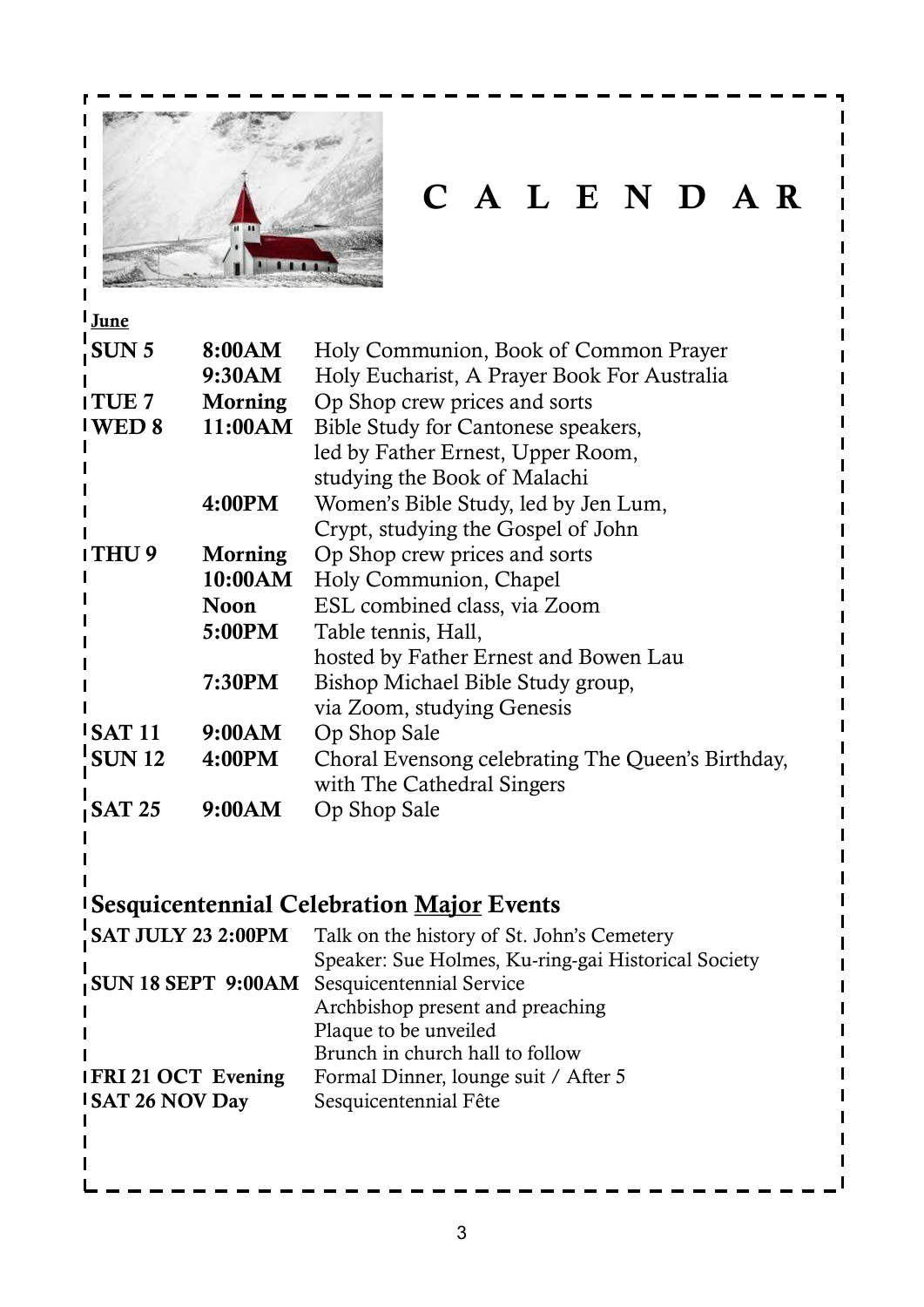# C A L E N D A R

**June**

| | | |
|---|---|---|
| **SUN 5** | **8:00AM** | Holy Communion, Book of Common Prayer |
| | **9:30AM** | Holy Eucharist, A Prayer Book For Australia |
| **TUE 7** | **Morning** | Op Shop crew prices and sorts |
| **WED 8** | **11:00AM** | Bible Study for Cantonese speakers, led by Father Ernest, Upper Room, studying the Book of Malachi |
| | **4:00PM** | Women's Bible Study, led by Jen Lum, Crypt, studying the Gospel of John |
| **THU 9** | **Morning** | Op Shop crew prices and sorts |
| | **10:00AM** | Holy Communion, Chapel |
| | **Noon** | ESL combined class, via Zoom |
| | **5:00PM** | Table tennis, Hall, hosted by Father Ernest and Bowen Lau |
| | **7:30PM** | Bishop Michael Bible Study group, via Zoom, studying Genesis |
| **SAT 11** | **9:00AM** | Op Shop Sale |
| **SUN 12** | **4:00PM** | Choral Evensong celebrating The Queen's Birthday, with The Cathedral Singers |
| **SAT 25** | **9:00AM** | Op Shop Sale |

## Sesquicentennial Celebration <u>Major</u> Events

| | |
|---|---|
| **SAT JULY 23 2:00PM** | Talk on the history of St. John's Cemetery<br>Speaker: Sue Holmes, Ku-ring-gai Historical Society |
| **SUN 18 SEPT 9:00AM** | Sesquicentennial Service<br>Archbishop present and preaching<br>Plaque to be unveiled<br>Brunch in church hall to follow |
| **FRI 21 OCT Evening** | Formal Dinner, lounge suit / After 5 |
| **SAT 26 NOV Day** | Sesquicentennial Fête |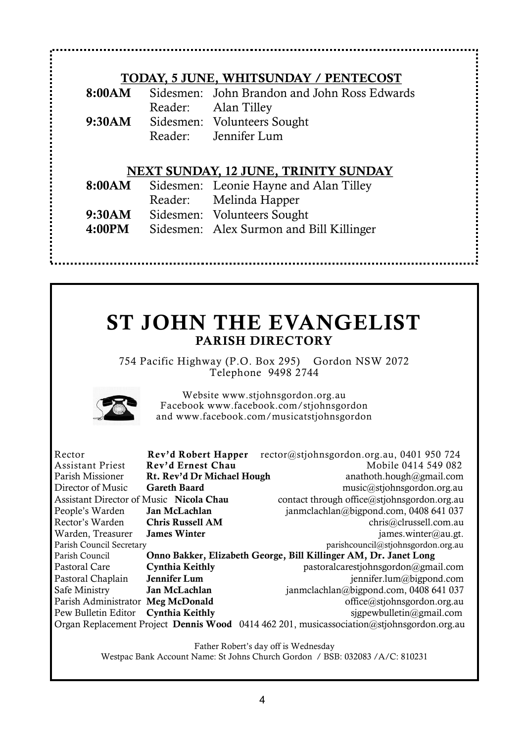## TODAY, 5 JUNE, WHITSUNDAY / PENTECOST

| | | |
|---|---|---|
| **8:00AM** | Sidesmen: | John Brandon and John Ross Edwards |
| | Reader: | Alan Tilley |
| **9:30AM** | Sidesmen: | Volunteers Sought |
| | Reader: | Jennifer Lum |

## NEXT SUNDAY, 12 JUNE, TRINITY SUNDAY

| | | |
|---|---|---|
| **8:00AM** | Sidesmen: | Leonie Hayne and Alan Tilley |
| | Reader: | Melinda Happer |
| **9:30AM** | Sidesmen: | Volunteers Sought |
| **4:00PM** | Sidesmen: | Alex Surmon and Bill Killinger |

# ST JOHN THE EVANGELIST

## PARISH DIRECTORY

754 Pacific Highway (P.O. Box 295) Gordon NSW 2072
Telephone 9498 2744

Website www.stjohnsgordon.org.au
Facebook www.facebook.com/stjohnsgordon
and www.facebook.com/musicatstjohnsgordon

| | | |
|---|---|---|
| Rector | **Rev'd Robert Happer** | rector@stjohnsgordon.org.au, 0401 950 724 |
| Assistant Priest | **Rev'd Ernest Chau** | Mobile 0414 549 082 |
| Parish Missioner | **Rt. Rev'd Dr Michael Hough** | anathoth.hough@gmail.com |
| Director of Music | **Gareth Baard** | music@stjohnsgordon.org.au |
| Assistant Director of Music | **Nicola Chau** | contact through office@stjohnsgordon.org.au |
| People's Warden | **Jan McLachlan** | janmclachlan@bigpond.com, 0408 641 037 |
| Rector's Warden | **Chris Russell AM** | chris@clrussell.com.au |
| Warden, Treasurer | **James Winter** | james.winter@au.gt. |
| Parish Council Secretary | | parishcouncil@stjohnsgordon.org.au |
| Parish Council | **Onno Bakker, Elizabeth George, Bill Killinger AM, Dr. Janet Long** | |
| Pastoral Care | **Cynthia Keithly** | pastoralcarestjohnsgordon@gmail.com |
| Pastoral Chaplain | **Jennifer Lum** | jennifer.lum@bigpond.com |
| Safe Ministry | **Jan McLachlan** | janmclachlan@bigpond.com, 0408 641 037 |
| Parish Administrator | **Meg McDonald** | office@stjohnsgordon.org.au |
| Pew Bulletin Editor | **Cynthia Keithly** | sjgpewbulletin@gmail.com |
| Organ Replacement Project | **Dennis Wood** | 0414 462 201, musicassociation@stjohnsgordon.org.au |

Father Robert's day off is Wednesday
Westpac Bank Account Name: St Johns Church Gordon / BSB: 032083 /A/C: 810231